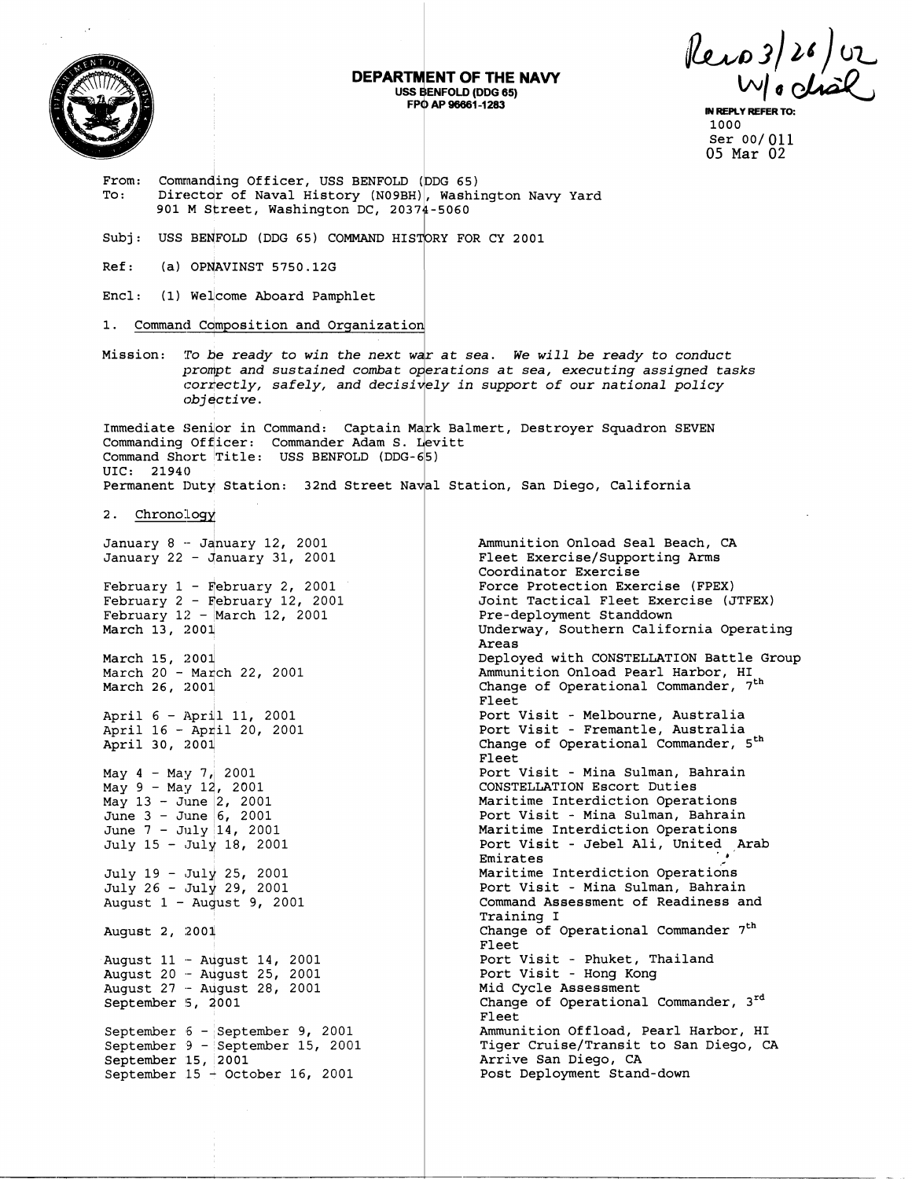**DEPARTMENT OF THE NAVY**
USS BENFOLD (DDG 65)
FPO AP 96661-1283

Recd 3/26/02
w/o encl

IN REPLY REFER TO:
1000
Ser 00/011
05 Mar 02

From: Commanding Officer, USS BENFOLD (DDG 65)
To: Director of Naval History (N09BH), Washington Navy Yard
901 M Street, Washington DC, 20374-5060

Subj: USS BENFOLD (DDG 65) COMMAND HISTORY FOR CY 2001

Ref: (a) OPNAVINST 5750.12G

Encl: (1) Welcome Aboard Pamphlet

1. Command Composition and Organization

Mission: *To be ready to win the next war at sea. We will be ready to conduct prompt and sustained combat operations at sea, executing assigned tasks correctly, safely, and decisively in support of our national policy objective.*

Immediate Senior in Command: Captain Mark Balmert, Destroyer Squadron SEVEN
Commanding Officer: Commander Adam S. Levitt
Command Short Title: USS BENFOLD (DDG-65)
UIC: 21940
Permanent Duty Station: 32nd Street Naval Station, San Diego, California

2. Chronology

| Date | Event |
|---|---|
| January 8 - January 12, 2001 | Ammunition Onload Seal Beach, CA |
| January 22 - January 31, 2001 | Fleet Exercise/Supporting Arms Coordinator Exercise |
| February 1 - February 2, 2001 | Force Protection Exercise (FPEX) |
| February 2 - February 12, 2001 | Joint Tactical Fleet Exercise (JTFEX) |
| February 12 - March 12, 2001 | Pre-deployment Standdown |
| March 13, 2001 | Underway, Southern California Operating Areas |
| March 15, 2001 | Deployed with CONSTELLATION Battle Group |
| March 20 - March 22, 2001 | Ammunition Onload Pearl Harbor, HI |
| March 26, 2001 | Change of Operational Commander, 7th Fleet |
| April 6 - April 11, 2001 | Port Visit - Melbourne, Australia |
| April 16 - April 20, 2001 | Port Visit - Fremantle, Australia |
| April 30, 2001 | Change of Operational Commander, 5th Fleet |
| May 4 - May 7, 2001 | Port Visit - Mina Sulman, Bahrain |
| May 9 - May 12, 2001 | CONSTELLATION Escort Duties |
| May 13 - June 2, 2001 | Maritime Interdiction Operations |
| June 3 - June 6, 2001 | Port Visit - Mina Sulman, Bahrain |
| June 7 - July 14, 2001 | Maritime Interdiction Operations |
| July 15 - July 18, 2001 | Port Visit - Jebel Ali, United Arab Emirates |
| July 19 - July 25, 2001 | Maritime Interdiction Operations |
| July 26 - July 29, 2001 | Port Visit - Mina Sulman, Bahrain |
| August 1 - August 9, 2001 | Command Assessment of Readiness and Training I |
| August 2, 2001 | Change of Operational Commander 7th Fleet |
| August 11 - August 14, 2001 | Port Visit - Phuket, Thailand |
| August 20 - August 25, 2001 | Port Visit - Hong Kong |
| August 27 - August 28, 2001 | Mid Cycle Assessment |
| September 5, 2001 | Change of Operational Commander, 3rd Fleet |
| September 6 - September 9, 2001 | Ammunition Offload, Pearl Harbor, HI |
| September 9 - September 15, 2001 | Tiger Cruise/Transit to San Diego, CA |
| September 15, 2001 | Arrive San Diego, CA |
| September 15 - October 16, 2001 | Post Deployment Stand-down |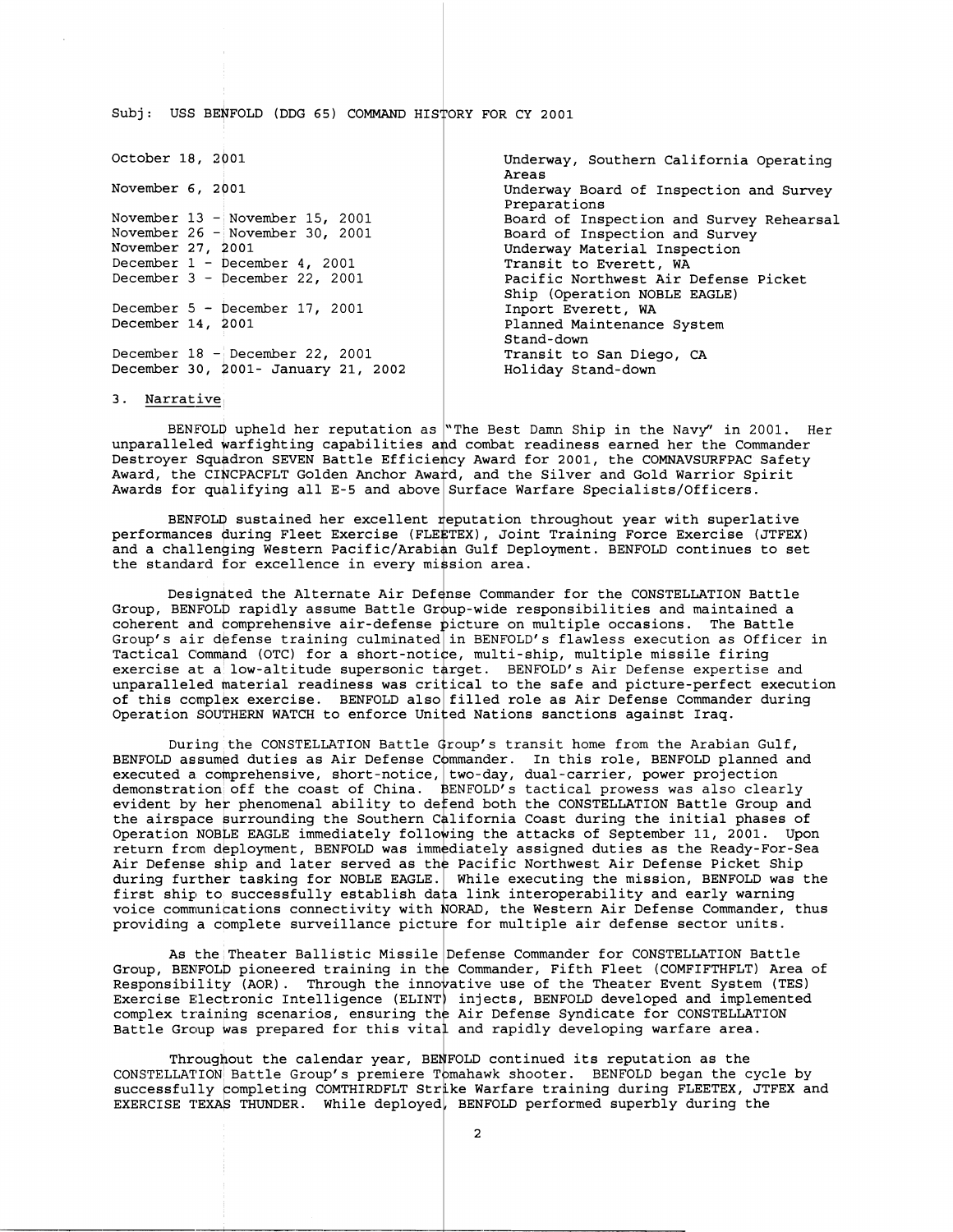Subj: USS BENFOLD (DDG 65) COMMAND HISTORY FOR CY 2001

| | |
|---|---|
| October 18, 2001 | Underway, Southern California Operating Areas |
| November 6, 2001 | Underway Board of Inspection and Survey Preparations |
| November 13 - November 15, 2001 | Board of Inspection and Survey Rehearsal |
| November 26 - November 30, 2001 | Board of Inspection and Survey |
| November 27, 2001 | Underway Material Inspection |
| December 1 - December 4, 2001 | Transit to Everett, WA |
| December 3 - December 22, 2001 | Pacific Northwest Air Defense Picket Ship (Operation NOBLE EAGLE) |
| December 5 - December 17, 2001 | Inport Everett, WA |
| December 14, 2001 | Planned Maintenance System Stand-down |
| December 18 - December 22, 2001 | Transit to San Diego, CA |
| December 30, 2001- January 21, 2002 | Holiday Stand-down |

3. Narrative

BENFOLD upheld her reputation as "The Best Damn Ship in the Navy" in 2001. Her unparalleled warfighting capabilities and combat readiness earned her the Commander Destroyer Squadron SEVEN Battle Efficiency Award for 2001, the COMNAVSURFPAC Safety Award, the CINCPACFLT Golden Anchor Award, and the Silver and Gold Warrior Spirit Awards for qualifying all E-5 and above Surface Warfare Specialists/Officers.

BENFOLD sustained her excellent reputation throughout year with superlative performances during Fleet Exercise (FLEETEX), Joint Training Force Exercise (JTFEX) and a challenging Western Pacific/Arabian Gulf Deployment. BENFOLD continues to set the standard for excellence in every mission area.

Designated the Alternate Air Defense Commander for the CONSTELLATION Battle Group, BENFOLD rapidly assume Battle Group-wide responsibilities and maintained a coherent and comprehensive air-defense picture on multiple occasions. The Battle Group's air defense training culminated in BENFOLD's flawless execution as Officer in Tactical Command (OTC) for a short-notice, multi-ship, multiple missile firing exercise at a low-altitude supersonic target. BENFOLD's Air Defense expertise and unparalleled material readiness was critical to the safe and picture-perfect execution of this complex exercise. BENFOLD also filled role as Air Defense Commander during Operation SOUTHERN WATCH to enforce United Nations sanctions against Iraq.

During the CONSTELLATION Battle Group's transit home from the Arabian Gulf, BENFOLD assumed duties as Air Defense Commander. In this role, BENFOLD planned and executed a comprehensive, short-notice, two-day, dual-carrier, power projection demonstration off the coast of China. BENFOLD's tactical prowess was also clearly evident by her phenomenal ability to defend both the CONSTELLATION Battle Group and the airspace surrounding the Southern California Coast during the initial phases of Operation NOBLE EAGLE immediately following the attacks of September 11, 2001. Upon return from deployment, BENFOLD was immediately assigned duties as the Ready-For-Sea Air Defense ship and later served as the Pacific Northwest Air Defense Picket Ship during further tasking for NOBLE EAGLE. While executing the mission, BENFOLD was the first ship to successfully establish data link interoperability and early warning voice communications connectivity with NORAD, the Western Air Defense Commander, thus providing a complete surveillance picture for multiple air defense sector units.

As the Theater Ballistic Missile Defense Commander for CONSTELLATION Battle Group, BENFOLD pioneered training in the Commander, Fifth Fleet (COMFIFTHFLT) Area of Responsibility (AOR). Through the innovative use of the Theater Event System (TES) Exercise Electronic Intelligence (ELINT) injects, BENFOLD developed and implemented complex training scenarios, ensuring the Air Defense Syndicate for CONSTELLATION Battle Group was prepared for this vital and rapidly developing warfare area.

Throughout the calendar year, BENFOLD continued its reputation as the CONSTELLATION Battle Group's premiere Tomahawk shooter. BENFOLD began the cycle by successfully completing COMTHIRDFLT Strike Warfare training during FLEETEX, JTFEX and EXERCISE TEXAS THUNDER. While deployed, BENFOLD performed superbly during the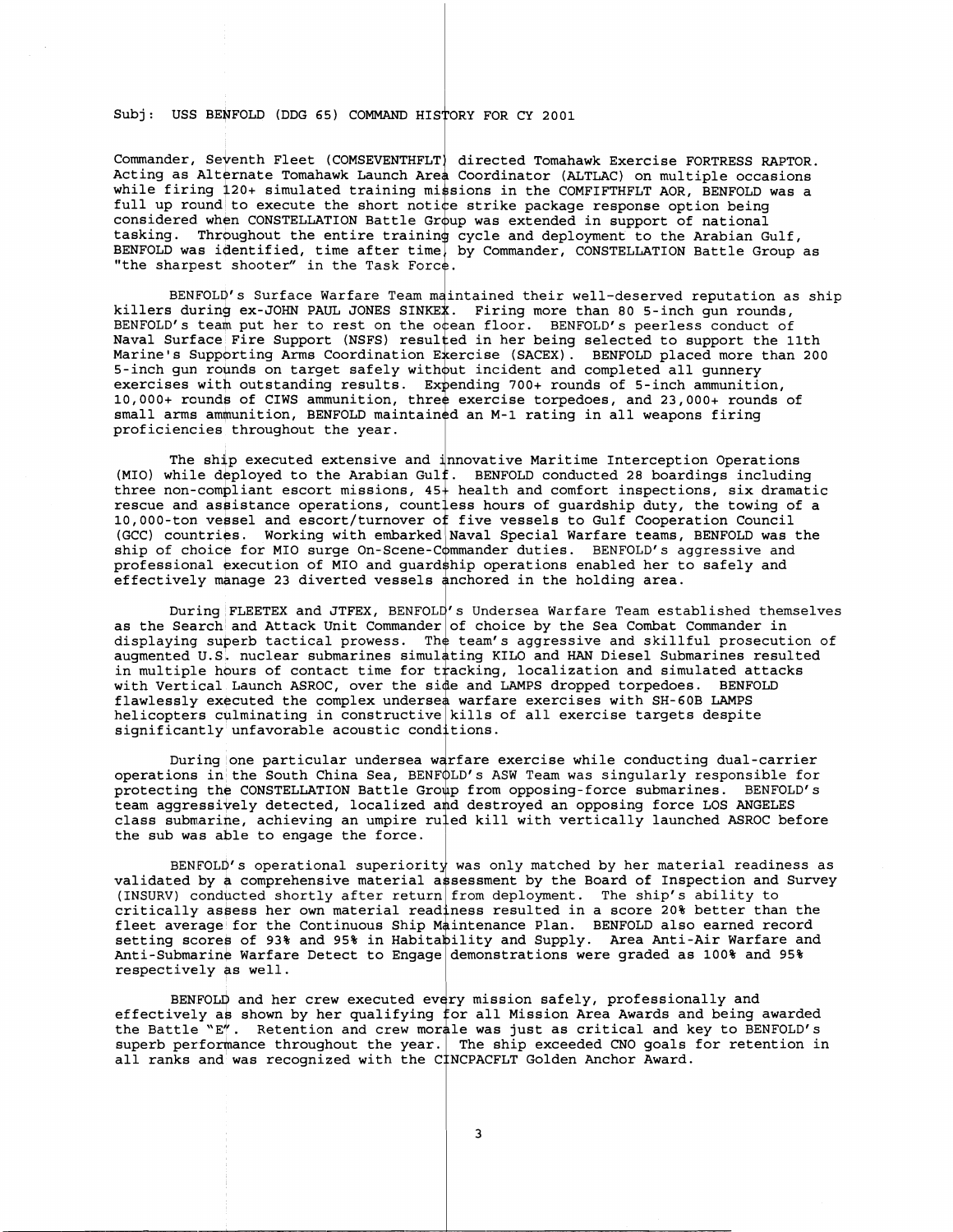Subj: USS BENFOLD (DDG 65) COMMAND HISTORY FOR CY 2001

Commander, Seventh Fleet (COMSEVENTHFLT) directed Tomahawk Exercise FORTRESS RAPTOR. Acting as Alternate Tomahawk Launch Area Coordinator (ALTLAC) on multiple occasions while firing 120+ simulated training missions in the COMFIFTHFLT AOR, BENFOLD was a full up round to execute the short notice strike package response option being considered when CONSTELLATION Battle Group was extended in support of national tasking. Throughout the entire training cycle and deployment to the Arabian Gulf, BENFOLD was identified, time after time, by Commander, CONSTELLATION Battle Group as "the sharpest shooter" in the Task Force.

BENFOLD's Surface Warfare Team maintained their well-deserved reputation as ship killers during ex-JOHN PAUL JONES SINKEX. Firing more than 80 5-inch gun rounds, BENFOLD's team put her to rest on the ocean floor. BENFOLD's peerless conduct of Naval Surface Fire Support (NSFS) resulted in her being selected to support the 11th Marine's Supporting Arms Coordination Exercise (SACEX). BENFOLD placed more than 200 5-inch gun rounds on target safely without incident and completed all gunnery exercises with outstanding results. Expending 700+ rounds of 5-inch ammunition, 10,000+ rounds of CIWS ammunition, three exercise torpedoes, and 23,000+ rounds of small arms ammunition, BENFOLD maintained an M-1 rating in all weapons firing proficiencies throughout the year.

The ship executed extensive and innovative Maritime Interception Operations (MIO) while deployed to the Arabian Gulf. BENFOLD conducted 28 boardings including three non-compliant escort missions, 45+ health and comfort inspections, six dramatic rescue and assistance operations, countless hours of guardship duty, the towing of a 10,000-ton vessel and escort/turnover of five vessels to Gulf Cooperation Council (GCC) countries. Working with embarked Naval Special Warfare teams, BENFOLD was the ship of choice for MIO surge On-Scene-Commander duties. BENFOLD's aggressive and professional execution of MIO and guardship operations enabled her to safely and effectively manage 23 diverted vessels anchored in the holding area.

During FLEETEX and JTFEX, BENFOLD's Undersea Warfare Team established themselves as the Search and Attack Unit Commander of choice by the Sea Combat Commander in displaying superb tactical prowess. The team's aggressive and skillful prosecution of augmented U.S. nuclear submarines simulating KILO and HAN Diesel Submarines resulted in multiple hours of contact time for tracking, localization and simulated attacks with Vertical Launch ASROC, over the side and LAMPS dropped torpedoes. BENFOLD flawlessly executed the complex undersea warfare exercises with SH-60B LAMPS helicopters culminating in constructive kills of all exercise targets despite significantly unfavorable acoustic conditions.

During one particular undersea warfare exercise while conducting dual-carrier operations in the South China Sea, BENFOLD's ASW Team was singularly responsible for protecting the CONSTELLATION Battle Group from opposing-force submarines. BENFOLD's team aggressively detected, localized and destroyed an opposing force LOS ANGELES class submarine, achieving an umpire ruled kill with vertically launched ASROC before the sub was able to engage the force.

BENFOLD's operational superiority was only matched by her material readiness as validated by a comprehensive material assessment by the Board of Inspection and Survey (INSURV) conducted shortly after return from deployment. The ship's ability to critically assess her own material readiness resulted in a score 20% better than the fleet average for the Continuous Ship Maintenance Plan. BENFOLD also earned record setting scores of 93% and 95% in Habitability and Supply. Area Anti-Air Warfare and Anti-Submarine Warfare Detect to Engage demonstrations were graded as 100% and 95% respectively as well.

BENFOLD and her crew executed every mission safely, professionally and effectively as shown by her qualifying for all Mission Area Awards and being awarded the Battle "E". Retention and crew morale was just as critical and key to BENFOLD's superb performance throughout the year. The ship exceeded CNO goals for retention in all ranks and was recognized with the CINCPACFLT Golden Anchor Award.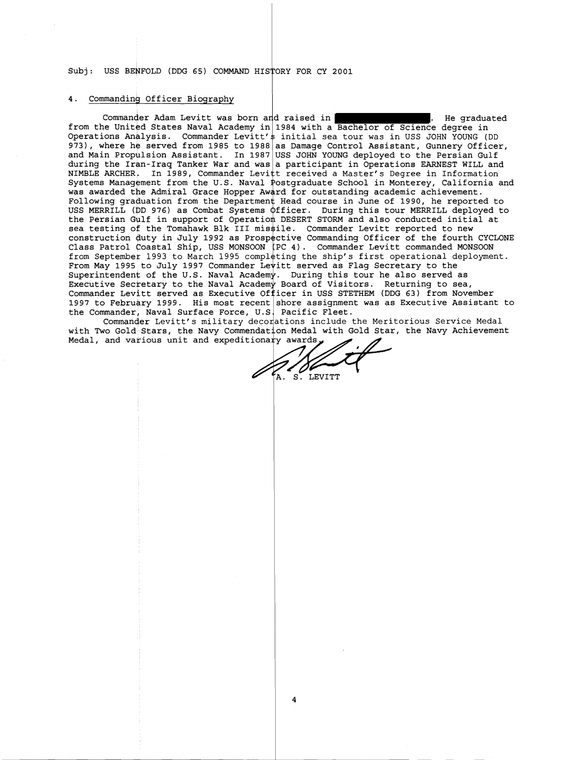Subj: USS BENFOLD (DDG 65) COMMAND HISTORY FOR CY 2001

4. Commanding Officer Biography

Commander Adam Levitt was born and raised in [redacted]. He graduated from the United States Naval Academy in 1984 with a Bachelor of Science degree in Operations Analysis. Commander Levitt's initial sea tour was in USS JOHN YOUNG (DD 973), where he served from 1985 to 1988 as Damage Control Assistant, Gunnery Officer, and Main Propulsion Assistant. In 1987 USS JOHN YOUNG deployed to the Persian Gulf during the Iran-Iraq Tanker War and was a participant in Operations EARNEST WILL and NIMBLE ARCHER. In 1989, Commander Levitt received a Master's Degree in Information Systems Management from the U.S. Naval Postgraduate School in Monterey, California and was awarded the Admiral Grace Hopper Award for outstanding academic achievement. Following graduation from the Department Head course in June of 1990, he reported to USS MERRILL (DD 976) as Combat Systems Officer. During this tour MERRILL deployed to the Persian Gulf in support of Operation DESERT STORM and also conducted initial at sea testing of the Tomahawk Blk III missile. Commander Levitt reported to new construction duty in July 1992 as Prospective Commanding Officer of the fourth CYCLONE Class Patrol Coastal Ship, USS MONSOON (PC 4). Commander Levitt commanded MONSOON from September 1993 to March 1995 completing the ship's first operational deployment. From May 1995 to July 1997 Commander Levitt served as Flag Secretary to the Superintendent of the U.S. Naval Academy. During this tour he also served as Executive Secretary to the Naval Academy Board of Visitors. Returning to sea, Commander Levitt served as Executive Officer in USS STETHEM (DDG 63) from November 1997 to February 1999. His most recent shore assignment was as Executive Assistant to the Commander, Naval Surface Force, U.S. Pacific Fleet.

Commander Levitt's military decorations include the Meritorious Service Medal with Two Gold Stars, the Navy Commendation Medal with Gold Star, the Navy Achievement Medal, and various unit and expeditionary awards.

A. S. LEVITT